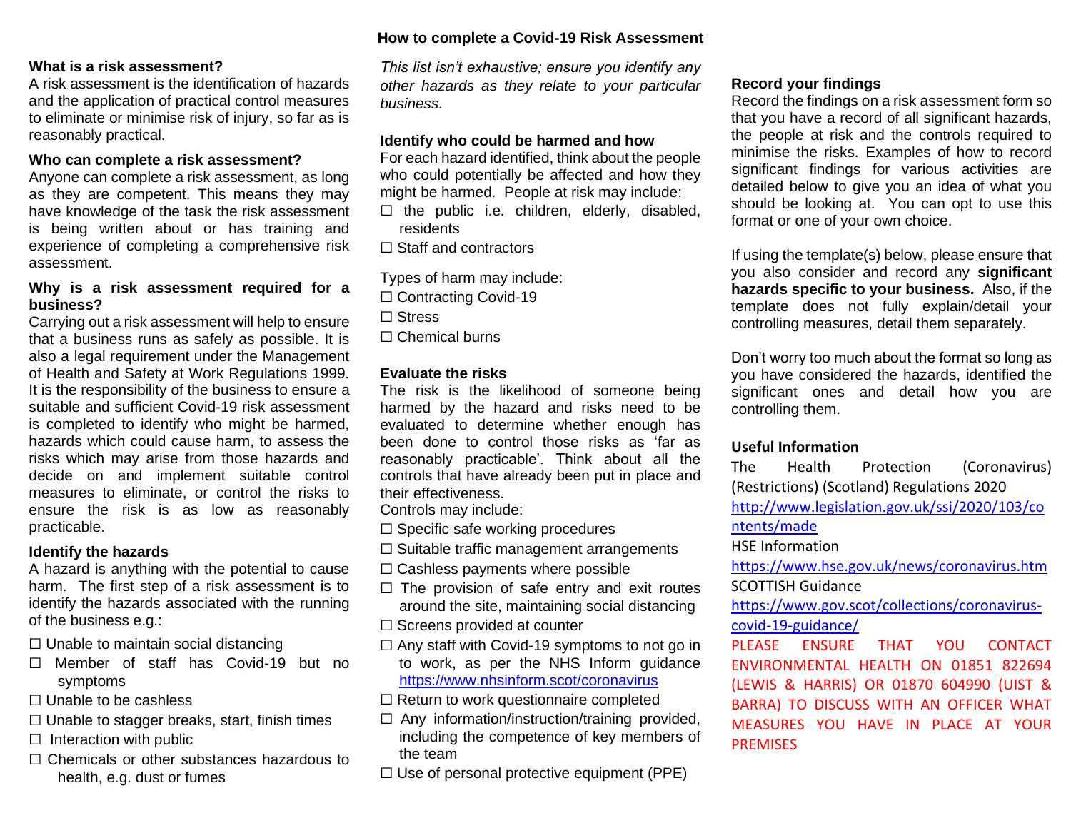# How to complete a Covid-19 Risk Assessment

### What is a risk assessment?

A risk assessment is the identification of hazards and the application of practical control measures to eliminate or minimise risk of injury, so far as is reasonably practical.

### Who can complete a risk assessment?

Anyone can complete a risk assessment, as long as they are competent. This means they may have knowledge of the task the risk assessment is being written about or has training and experience of completing a comprehensive risk assessment.

### Why is a risk assessment required for a business?

Carrying out a risk assessment will help to ensure that a business runs as safely as possible. It is also a legal requirement under the Management of Health and Safety at Work Regulations 1999. It is the responsibility of the business to ensure a suitable and sufficient Covid-19 risk assessment is completed to identify who might be harmed, hazards which could cause harm, to assess the risks which may arise from those hazards and decide on and implement suitable control measures to eliminate, or control the risks to ensure the risk is as low as reasonably practicable.

### Identify the hazards

A hazard is anything with the potential to cause harm. The first step of a risk assessment is to identify the hazards associated with the running of the business e.g.:

- ☐ Unable to maintain social distancing
- ☐ Member of staff has Covid-19 but no symptoms
- ☐ Unable to be cashless
- ☐ Unable to stagger breaks, start, finish times
- ☐ Interaction with public
- ☐ Chemicals or other substances hazardous to health, e.g. dust or fumes

*This list isn't exhaustive; ensure you identify any other hazards as they relate to your particular business.*

### Identify who could be harmed and how

For each hazard identified, think about the people who could potentially be affected and how they might be harmed. People at risk may include:

- ☐ the public i.e. children, elderly, disabled, residents
- ☐ Staff and contractors

Types of harm may include:

- ☐ Contracting Covid-19
- ☐ Stress
- ☐ Chemical burns

### Evaluate the risks

The risk is the likelihood of someone being harmed by the hazard and risks need to be evaluated to determine whether enough has been done to control those risks as 'far as reasonably practicable'. Think about all the controls that have already been put in place and their effectiveness.

Controls may include:

- ☐ Specific safe working procedures
- ☐ Suitable traffic management arrangements
- ☐ Cashless payments where possible
- ☐ The provision of safe entry and exit routes around the site, maintaining social distancing
- ☐ Screens provided at counter
- ☐ Any staff with Covid-19 symptoms to not go in to work, as per the NHS Inform guidance https://www.nhsinform.scot/coronavirus
- ☐ Return to work questionnaire completed
- ☐ Any information/instruction/training provided, including the competence of key members of the team
- ☐ Use of personal protective equipment (PPE)

### Record your findings

Record the findings on a risk assessment form so that you have a record of all significant hazards, the people at risk and the controls required to minimise the risks. Examples of how to record significant findings for various activities are detailed below to give you an idea of what you should be looking at. You can opt to use this format or one of your own choice.

If using the template(s) below, please ensure that you also consider and record any **significant hazards specific to your business.** Also, if the template does not fully explain/detail your controlling measures, detail them separately.

Don't worry too much about the format so long as you have considered the hazards, identified the significant ones and detail how you are controlling them.

### Useful Information

The Health Protection (Coronavirus) (Restrictions) (Scotland) Regulations 2020
http://www.legislation.gov.uk/ssi/2020/103/contents/made

HSE Information
https://www.hse.gov.uk/news/coronavirus.htm

SCOTTISH Guidance
https://www.gov.scot/collections/coronavirus-covid-19-guidance/

PLEASE ENSURE THAT YOU CONTACT ENVIRONMENTAL HEALTH ON 01851 822694 (LEWIS & HARRIS) OR 01870 604990 (UIST & BARRA) TO DISCUSS WITH AN OFFICER WHAT MEASURES YOU HAVE IN PLACE AT YOUR PREMISES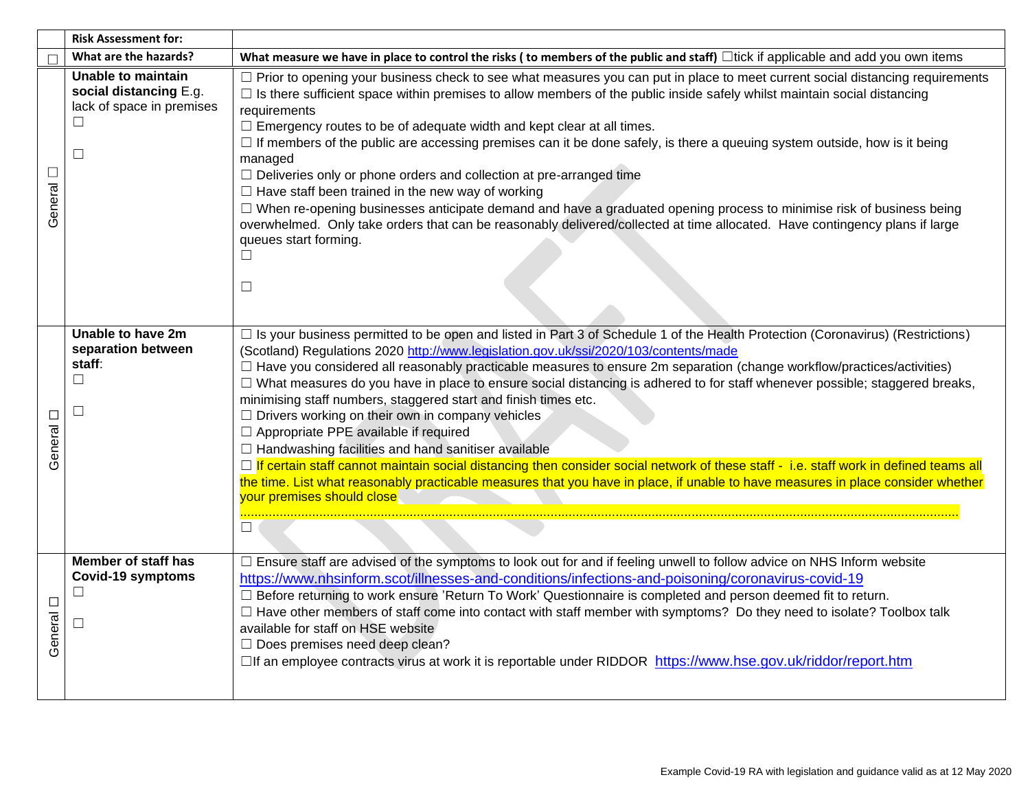| | Risk Assessment for: | |
|---|---|---|
| ☐ | **What are the hazards?** | **What measure we have in place to control the risks ( to members of the public and staff)** ☐tick if applicable and add you own items |
| General ☐ | **Unable to maintain social distancing** E.g. lack of space in premises<br>☐<br>☐ | ☐ Prior to opening your business check to see what measures you can put in place to meet current social distancing requirements<br>☐ Is there sufficient space within premises to allow members of the public inside safely whilst maintain social distancing requirements<br>☐ Emergency routes to be of adequate width and kept clear at all times.<br>☐ If members of the public are accessing premises can it be done safely, is there a queuing system outside, how is it being managed<br>☐ Deliveries only or phone orders and collection at pre-arranged time<br>☐ Have staff been trained in the new way of working<br>☐ When re-opening businesses anticipate demand and have a graduated opening process to minimise risk of business being overwhelmed. Only take orders that can be reasonably delivered/collected at time allocated. Have contingency plans if large queues start forming.<br>☐<br>☐ |
| General ☐ | **Unable to have 2m separation between staff**:<br>☐<br>☐ | ☐ Is your business permitted to be open and listed in Part 3 of Schedule 1 of the Health Protection (Coronavirus) (Restrictions) (Scotland) Regulations 2020 http://www.legislation.gov.uk/ssi/2020/103/contents/made<br>☐ Have you considered all reasonably practicable measures to ensure 2m separation (change workflow/practices/activities)<br>☐ What measures do you have in place to ensure social distancing is adhered to for staff whenever possible; staggered breaks, minimising staff numbers, staggered start and finish times etc.<br>☐ Drivers working on their own in company vehicles<br>☐ Appropriate PPE available if required<br>☐ Handwashing facilities and hand sanitiser available<br>☐ If certain staff cannot maintain social distancing then consider social network of these staff - i.e. staff work in defined teams all the time. List what reasonably practicable measures that you have in place, if unable to have measures in place consider whether your premises should close<br>.......................................................................................................................................................................<br>☐ |
| General ☐ | **Member of staff has Covid-19 symptoms**<br>☐<br>☐ | ☐ Ensure staff are advised of the symptoms to look out for and if feeling unwell to follow advice on NHS Inform website https://www.nhsinform.scot/illnesses-and-conditions/infections-and-poisoning/coronavirus-covid-19<br>☐ Before returning to work ensure 'Return To Work' Questionnaire is completed and person deemed fit to return.<br>☐ Have other members of staff come into contact with staff member with symptoms? Do they need to isolate? Toolbox talk available for staff on HSE website<br>☐ Does premises need deep clean?<br>☐If an employee contracts virus at work it is reportable under RIDDOR https://www.hse.gov.uk/riddor/report.htm |

Example Covid-19 RA with legislation and guidance valid as at 12 May 2020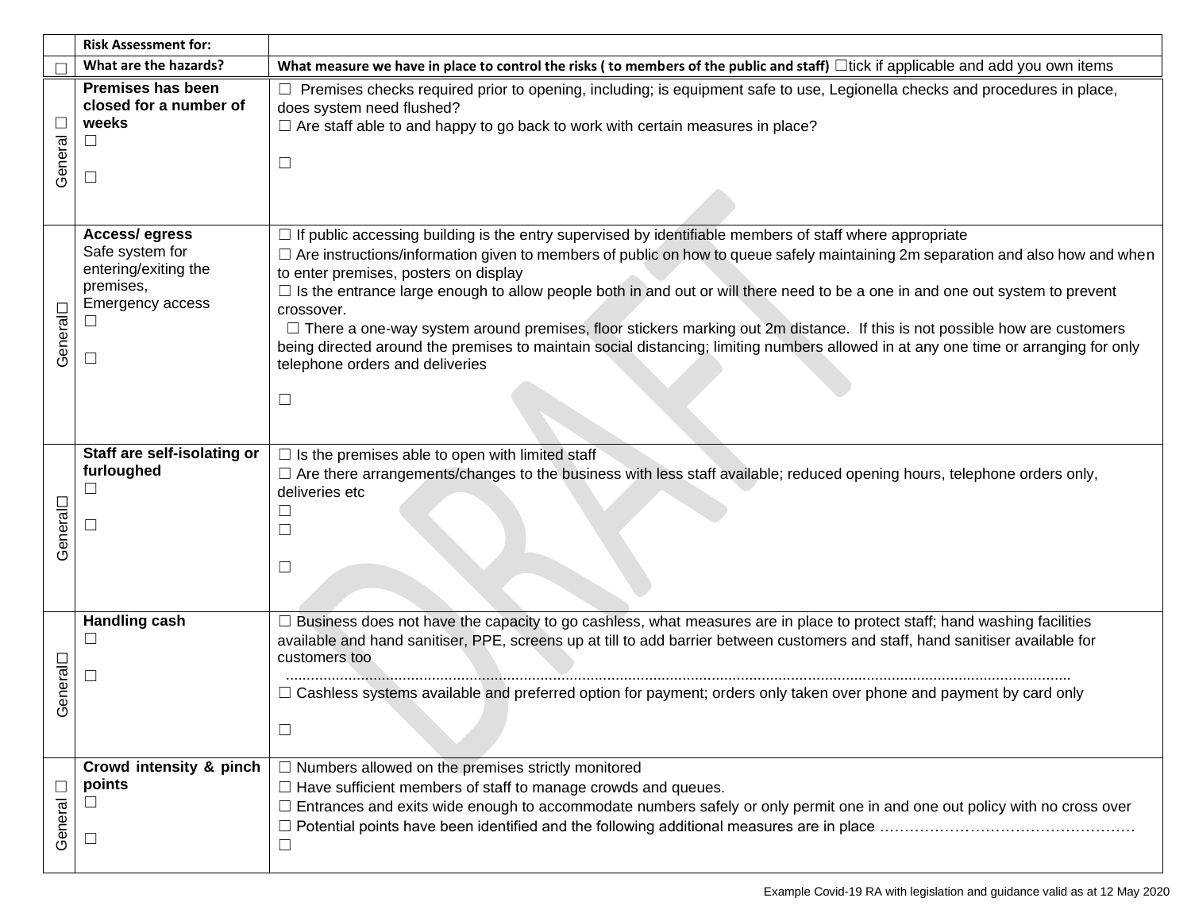| | Risk Assessment for: | |
|---|---|---|
| ☐ | **What are the hazards?** | **What measure we have in place to control the risks ( to members of the public and staff)** ☐tick if applicable and add you own items |
| General ☐ | **Premises has been closed for a number of weeks**<br>☐<br><br>☐ | ☐ Premises checks required prior to opening, including; is equipment safe to use, Legionella checks and procedures in place, does system need flushed?<br>☐ Are staff able to and happy to go back to work with certain measures in place?<br><br>☐ |
| General☐ | **Access/ egress**<br>Safe system for entering/exiting the premises,<br>Emergency access<br>☐<br><br>☐ | ☐ If public accessing building is the entry supervised by identifiable members of staff where appropriate<br>☐ Are instructions/information given to members of public on how to queue safely maintaining 2m separation and also how and when to enter premises, posters on display<br>☐ Is the entrance large enough to allow people both in and out or will there need to be a one in and one out system to prevent crossover.<br>☐ There a one-way system around premises, floor stickers marking out 2m distance. If this is not possible how are customers being directed around the premises to maintain social distancing; limiting numbers allowed in at any one time or arranging for only telephone orders and deliveries<br><br>☐ |
| General☐ | **Staff are self-isolating or furloughed**<br>☐<br><br>☐ | ☐ Is the premises able to open with limited staff<br>☐ Are there arrangements/changes to the business with less staff available; reduced opening hours, telephone orders only, deliveries etc<br>☐<br>☐<br><br>☐ |
| General☐ | **Handling cash**<br>☐<br><br>☐ | ☐ Business does not have the capacity to go cashless, what measures are in place to protect staff; hand washing facilities available and hand sanitiser, PPE, screens up at till to add barrier between customers and staff, hand sanitiser available for customers too<br>..........................................................................................................................................................................<br>☐ Cashless systems available and preferred option for payment; orders only taken over phone and payment by card only<br><br>☐ |
| General ☐ | **Crowd intensity & pinch points**<br>☐<br><br>☐ | ☐ Numbers allowed on the premises strictly monitored<br>☐ Have sufficient members of staff to manage crowds and queues.<br>☐ Entrances and exits wide enough to accommodate numbers safely or only permit one in and one out policy with no cross over<br>☐ Potential points have been identified and the following additional measures are in place ……………………………………………<br>☐ |

Example Covid-19 RA with legislation and guidance valid as at 12 May 2020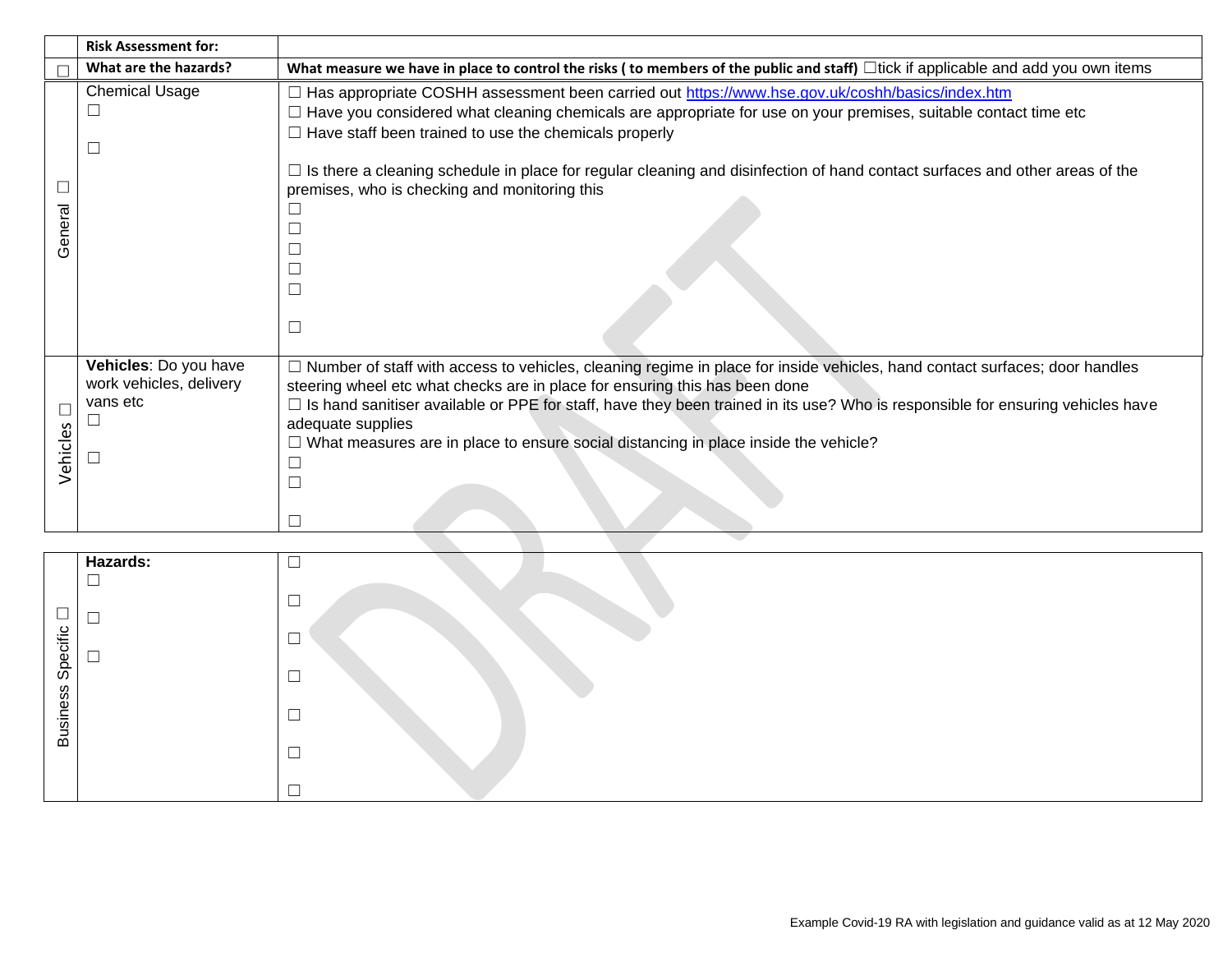| | Risk Assessment for: | |
|---|---|---|
| ☐ | **What are the hazards?** | **What measure we have in place to control the risks ( to members of the public and staff)** ☐tick if applicable and add you own items |
| General ☐ | Chemical Usage<br>☐<br>☐ | ☐ Has appropriate COSHH assessment been carried out https://www.hse.gov.uk/coshh/basics/index.htm<br>☐ Have you considered what cleaning chemicals are appropriate for use on your premises, suitable contact time etc<br>☐ Have staff been trained to use the chemicals properly<br>☐ Is there a cleaning schedule in place for regular cleaning and disinfection of hand contact surfaces and other areas of the premises, who is checking and monitoring this<br>☐<br>☐<br>☐<br>☐<br>☐<br>☐ |
| Vehicles ☐ | **Vehicles**: Do you have work vehicles, delivery vans etc<br>☐<br>☐ | ☐ Number of staff with access to vehicles, cleaning regime in place for inside vehicles, hand contact surfaces; door handles steering wheel etc what checks are in place for ensuring this has been done<br>☐ Is hand sanitiser available or PPE for staff, have they been trained in its use? Who is responsible for ensuring vehicles have adequate supplies<br>☐ What measures are in place to ensure social distancing in place inside the vehicle?<br>☐<br>☐<br>☐ |

| | | |
|---|---|---|
| Business Specific ☐ | **Hazards:**<br>☐<br>☐<br>☐ | ☐<br>☐<br>☐<br>☐<br>☐<br>☐<br>☐ |

Example Covid-19 RA with legislation and guidance valid as at 12 May 2020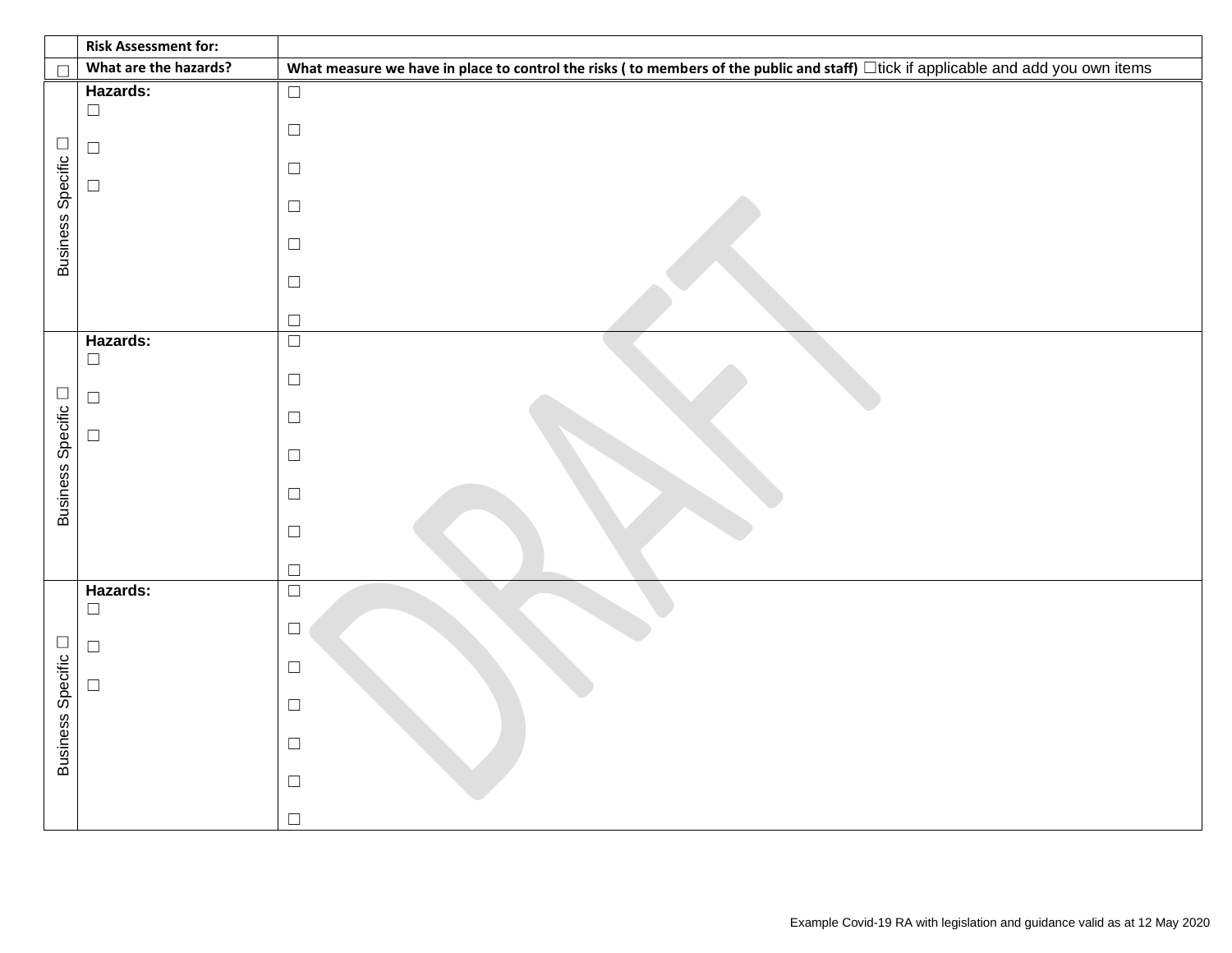| | Risk Assessment for: | |
|---|---|---|
| ☐ | **What are the hazards?** | **What measure we have in place to control the risks ( to members of the public and staff)** ☐tick if applicable and add you own items |
| Business Specific ☐ | **Hazards:**<br>☐<br>☐<br>☐ | ☐<br>☐<br>☐<br>☐<br>☐<br>☐<br>☐ |
| Business Specific ☐ | **Hazards:**<br>☐<br>☐<br>☐ | ☐<br>☐<br>☐<br>☐<br>☐<br>☐<br>☐ |
| Business Specific ☐ | **Hazards:**<br>☐<br>☐<br>☐ | ☐<br>☐<br>☐<br>☐<br>☐<br>☐<br>☐ |

DRAFT

Example Covid-19 RA with legislation and guidance valid as at 12 May 2020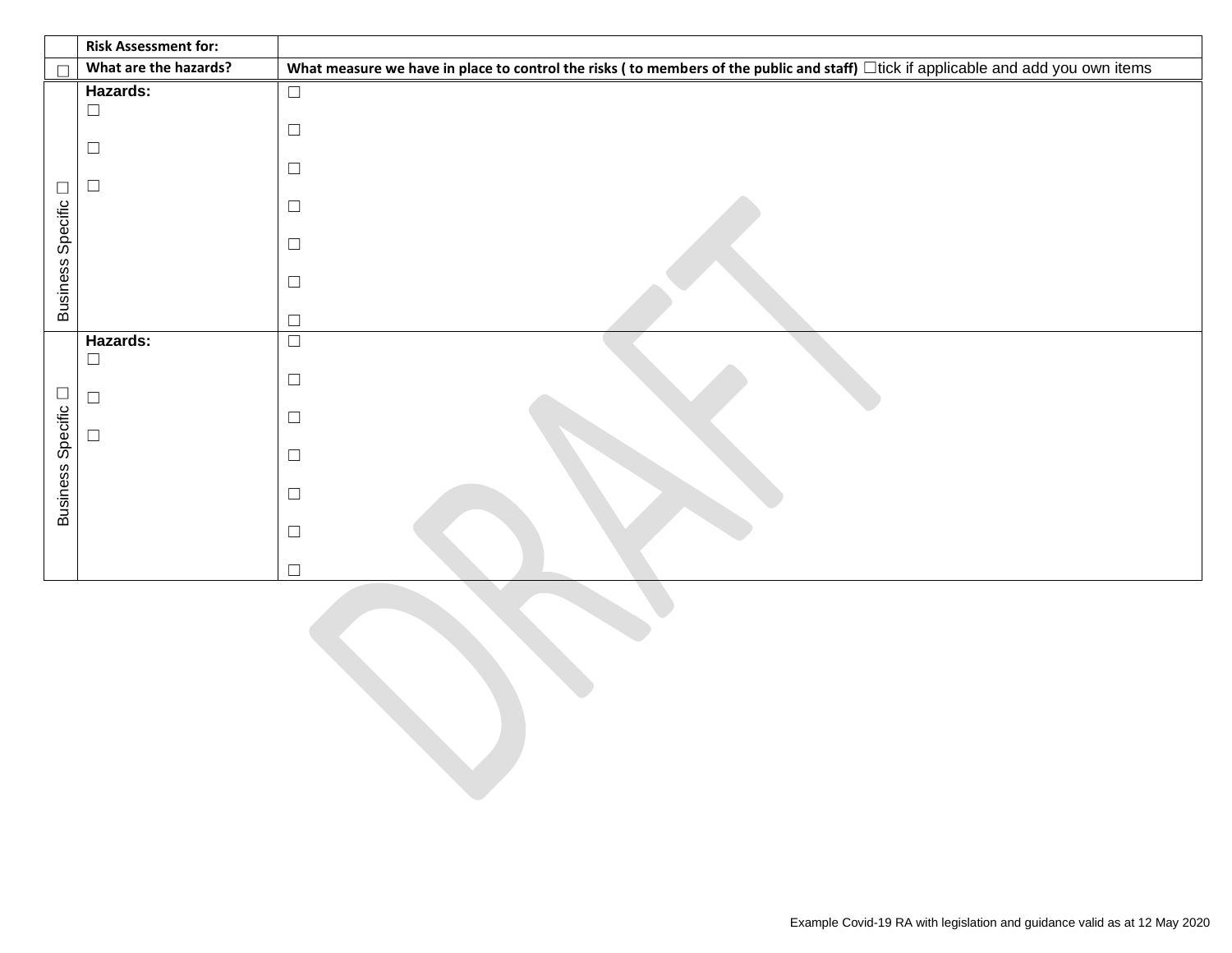| | Risk Assessment for: | |
|---|---|---|
| ☐ | **What are the hazards?** | **What measure we have in place to control the risks ( to members of the public and staff)** ☐tick if applicable and add you own items |
| Business Specific ☐ | **Hazards:**<br>☐<br>☐<br>☐ | ☐<br>☐<br>☐<br>☐<br>☐<br>☐<br>☐ |
| Business Specific ☐ | **Hazards:**<br>☐<br>☐<br>☐ | ☐<br>☐<br>☐<br>☐<br>☐<br>☐<br>☐ |

DRAFT

Example Covid-19 RA with legislation and guidance valid as at 12 May 2020